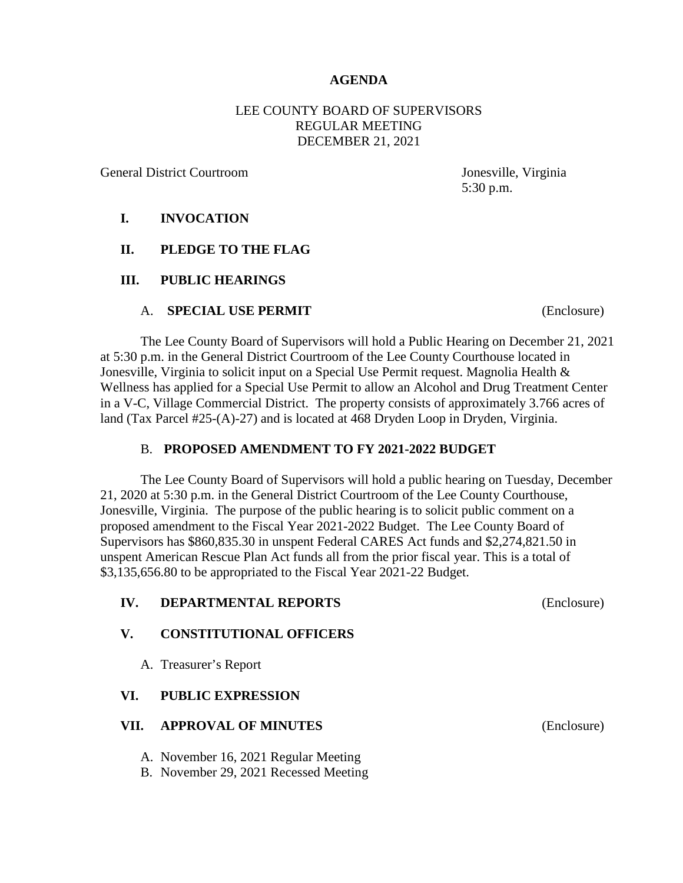# AGENDA

LEE COUNTY BOARD OF SUPERVISORS
REGULAR MEETING
DECEMBER 21, 2021

General District Courtroom — Jonesville, Virginia
5:30 p.m.

## I. INVOCATION

## II. PLEDGE TO THE FLAG

## III. PUBLIC HEARINGS

### A. SPECIAL USE PERMIT (Enclosure)

The Lee County Board of Supervisors will hold a Public Hearing on December 21, 2021 at 5:30 p.m. in the General District Courtroom of the Lee County Courthouse located in Jonesville, Virginia to solicit input on a Special Use Permit request. Magnolia Health & Wellness has applied for a Special Use Permit to allow an Alcohol and Drug Treatment Center in a V-C, Village Commercial District. The property consists of approximately 3.766 acres of land (Tax Parcel #25-(A)-27) and is located at 468 Dryden Loop in Dryden, Virginia.

### B. PROPOSED AMENDMENT TO FY 2021-2022 BUDGET

The Lee County Board of Supervisors will hold a public hearing on Tuesday, December 21, 2020 at 5:30 p.m. in the General District Courtroom of the Lee County Courthouse, Jonesville, Virginia. The purpose of the public hearing is to solicit public comment on a proposed amendment to the Fiscal Year 2021-2022 Budget. The Lee County Board of Supervisors has $860,835.30 in unspent Federal CARES Act funds and $2,274,821.50 in unspent American Rescue Plan Act funds all from the prior fiscal year. This is a total of $3,135,656.80 to be appropriated to the Fiscal Year 2021-22 Budget.

## IV. DEPARTMENTAL REPORTS (Enclosure)

## V. CONSTITUTIONAL OFFICERS

A. Treasurer's Report

## VI. PUBLIC EXPRESSION

## VII. APPROVAL OF MINUTES (Enclosure)

A. November 16, 2021 Regular Meeting
B. November 29, 2021 Recessed Meeting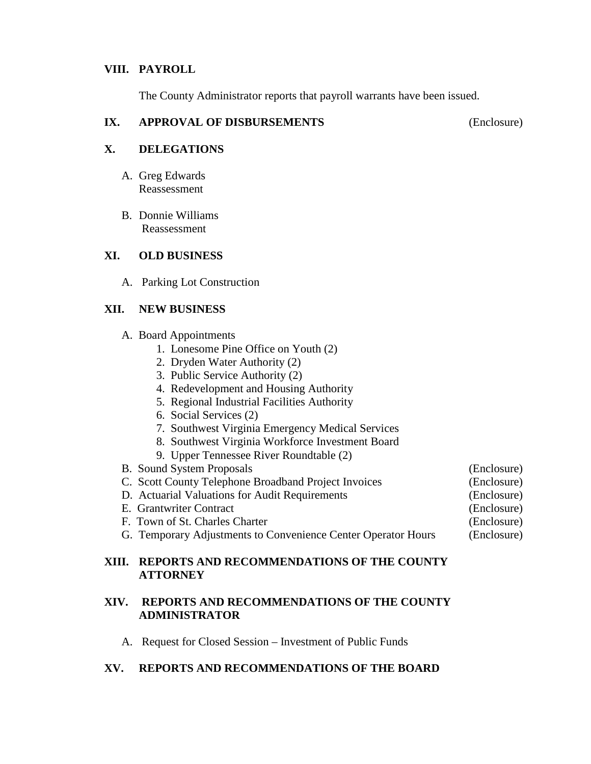## VIII. PAYROLL

The County Administrator reports that payroll warrants have been issued.

## IX. APPROVAL OF DISBURSEMENTS (Enclosure)

## X. DELEGATIONS

A. Greg Edwards
   Reassessment

B. Donnie Williams
   Reassessment

## XI. OLD BUSINESS

A. Parking Lot Construction

## XII. NEW BUSINESS

A. Board Appointments
   1. Lonesome Pine Office on Youth (2)
   2. Dryden Water Authority (2)
   3. Public Service Authority (2)
   4. Redevelopment and Housing Authority
   5. Regional Industrial Facilities Authority
   6. Social Services (2)
   7. Southwest Virginia Emergency Medical Services
   8. Southwest Virginia Workforce Investment Board
   9. Upper Tennessee River Roundtable (2)

B. Sound System Proposals (Enclosure)

C. Scott County Telephone Broadband Project Invoices (Enclosure)

D. Actuarial Valuations for Audit Requirements (Enclosure)

E. Grantwriter Contract (Enclosure)

F. Town of St. Charles Charter (Enclosure)

G. Temporary Adjustments to Convenience Center Operator Hours (Enclosure)

## XIII. REPORTS AND RECOMMENDATIONS OF THE COUNTY ATTORNEY

## XIV. REPORTS AND RECOMMENDATIONS OF THE COUNTY ADMINISTRATOR

A. Request for Closed Session – Investment of Public Funds

## XV. REPORTS AND RECOMMENDATIONS OF THE BOARD